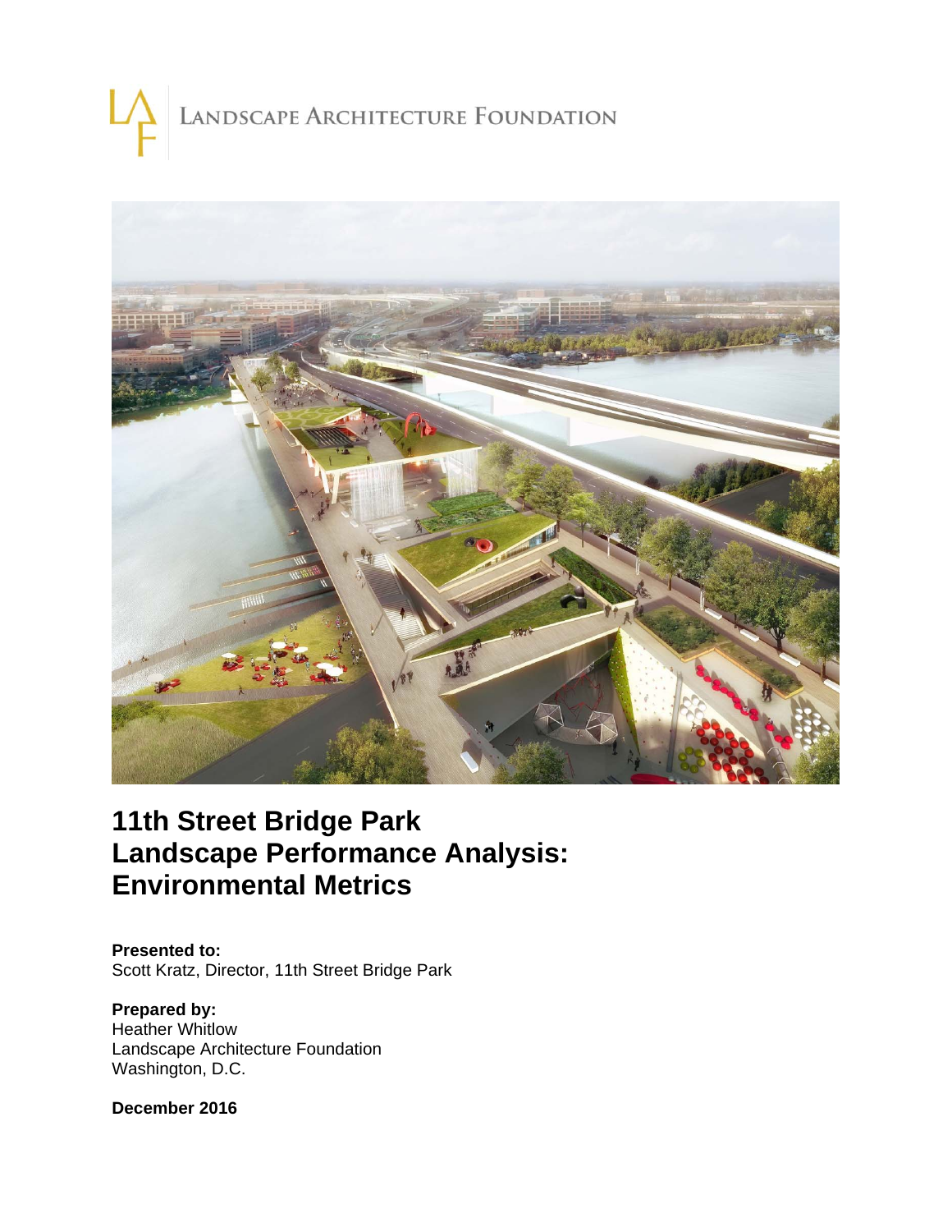Landscape Architecture Foundation

# 11th Street Bridge Park Landscape Performance Analysis: Environmental Metrics

**Presented to:**
Scott Kratz, Director, 11th Street Bridge Park

**Prepared by:**
Heather Whitlow
Landscape Architecture Foundation
Washington, D.C.

**December 2016**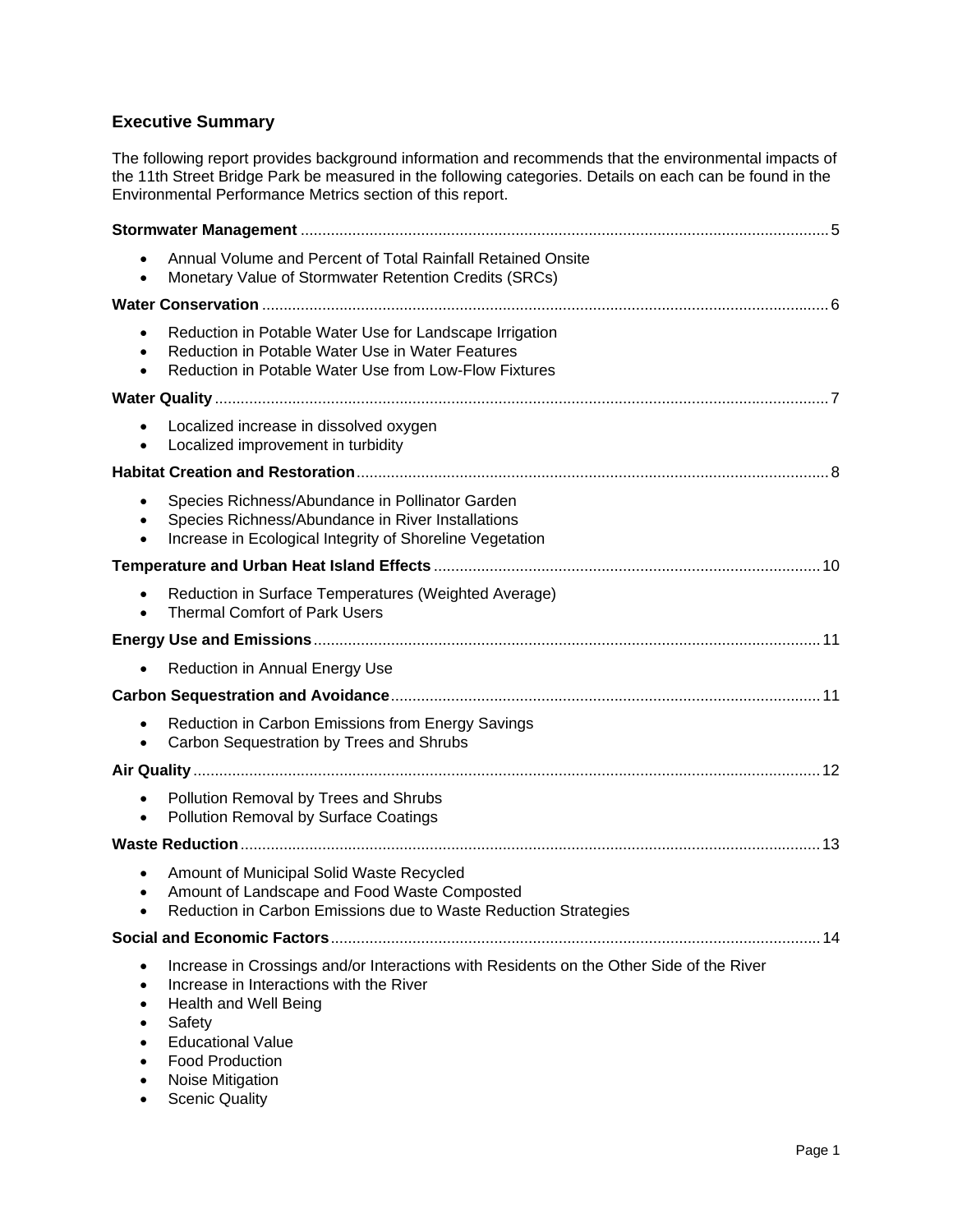## Executive Summary

The following report provides background information and recommends that the environmental impacts of the 11th Street Bridge Park be measured in the following categories. Details on each can be found in the Environmental Performance Metrics section of this report.

**Stormwater Management** .......... 5

- Annual Volume and Percent of Total Rainfall Retained Onsite
- Monetary Value of Stormwater Retention Credits (SRCs)

**Water Conservation** .......... 6

- Reduction in Potable Water Use for Landscape Irrigation
- Reduction in Potable Water Use in Water Features
- Reduction in Potable Water Use from Low-Flow Fixtures

**Water Quality** .......... 7

- Localized increase in dissolved oxygen
- Localized improvement in turbidity

**Habitat Creation and Restoration** .......... 8

- Species Richness/Abundance in Pollinator Garden
- Species Richness/Abundance in River Installations
- Increase in Ecological Integrity of Shoreline Vegetation

**Temperature and Urban Heat Island Effects** .......... 10

- Reduction in Surface Temperatures (Weighted Average)
- Thermal Comfort of Park Users

**Energy Use and Emissions** .......... 11

- Reduction in Annual Energy Use

**Carbon Sequestration and Avoidance** .......... 11

- Reduction in Carbon Emissions from Energy Savings
- Carbon Sequestration by Trees and Shrubs

**Air Quality** .......... 12

- Pollution Removal by Trees and Shrubs
- Pollution Removal by Surface Coatings

**Waste Reduction** .......... 13

- Amount of Municipal Solid Waste Recycled
- Amount of Landscape and Food Waste Composted
- Reduction in Carbon Emissions due to Waste Reduction Strategies

**Social and Economic Factors** .......... 14

- Increase in Crossings and/or Interactions with Residents on the Other Side of the River
- Increase in Interactions with the River
- Health and Well Being
- Safety
- Educational Value
- Food Production
- Noise Mitigation
- Scenic Quality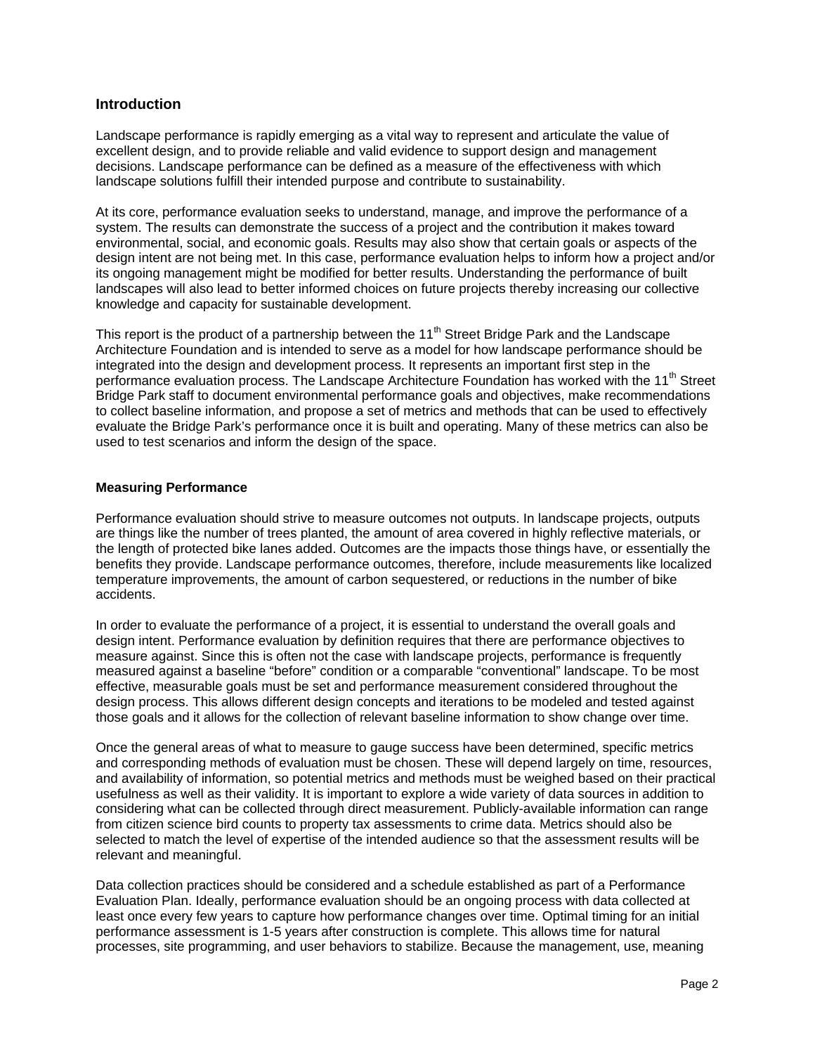## Introduction

Landscape performance is rapidly emerging as a vital way to represent and articulate the value of excellent design, and to provide reliable and valid evidence to support design and management decisions. Landscape performance can be defined as a measure of the effectiveness with which landscape solutions fulfill their intended purpose and contribute to sustainability.

At its core, performance evaluation seeks to understand, manage, and improve the performance of a system. The results can demonstrate the success of a project and the contribution it makes toward environmental, social, and economic goals. Results may also show that certain goals or aspects of the design intent are not being met. In this case, performance evaluation helps to inform how a project and/or its ongoing management might be modified for better results. Understanding the performance of built landscapes will also lead to better informed choices on future projects thereby increasing our collective knowledge and capacity for sustainable development.

This report is the product of a partnership between the 11th Street Bridge Park and the Landscape Architecture Foundation and is intended to serve as a model for how landscape performance should be integrated into the design and development process. It represents an important first step in the performance evaluation process. The Landscape Architecture Foundation has worked with the 11th Street Bridge Park staff to document environmental performance goals and objectives, make recommendations to collect baseline information, and propose a set of metrics and methods that can be used to effectively evaluate the Bridge Park's performance once it is built and operating. Many of these metrics can also be used to test scenarios and inform the design of the space.

### Measuring Performance

Performance evaluation should strive to measure outcomes not outputs. In landscape projects, outputs are things like the number of trees planted, the amount of area covered in highly reflective materials, or the length of protected bike lanes added. Outcomes are the impacts those things have, or essentially the benefits they provide. Landscape performance outcomes, therefore, include measurements like localized temperature improvements, the amount of carbon sequestered, or reductions in the number of bike accidents.

In order to evaluate the performance of a project, it is essential to understand the overall goals and design intent. Performance evaluation by definition requires that there are performance objectives to measure against. Since this is often not the case with landscape projects, performance is frequently measured against a baseline "before" condition or a comparable "conventional" landscape. To be most effective, measurable goals must be set and performance measurement considered throughout the design process. This allows different design concepts and iterations to be modeled and tested against those goals and it allows for the collection of relevant baseline information to show change over time.

Once the general areas of what to measure to gauge success have been determined, specific metrics and corresponding methods of evaluation must be chosen. These will depend largely on time, resources, and availability of information, so potential metrics and methods must be weighed based on their practical usefulness as well as their validity. It is important to explore a wide variety of data sources in addition to considering what can be collected through direct measurement. Publicly-available information can range from citizen science bird counts to property tax assessments to crime data. Metrics should also be selected to match the level of expertise of the intended audience so that the assessment results will be relevant and meaningful.

Data collection practices should be considered and a schedule established as part of a Performance Evaluation Plan. Ideally, performance evaluation should be an ongoing process with data collected at least once every few years to capture how performance changes over time. Optimal timing for an initial performance assessment is 1-5 years after construction is complete. This allows time for natural processes, site programming, and user behaviors to stabilize. Because the management, use, meaning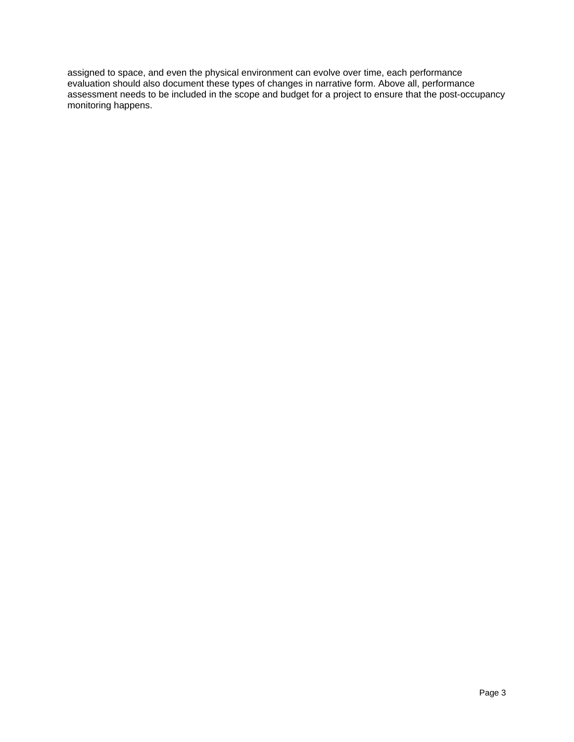assigned to space, and even the physical environment can evolve over time, each performance evaluation should also document these types of changes in narrative form. Above all, performance assessment needs to be included in the scope and budget for a project to ensure that the post-occupancy monitoring happens.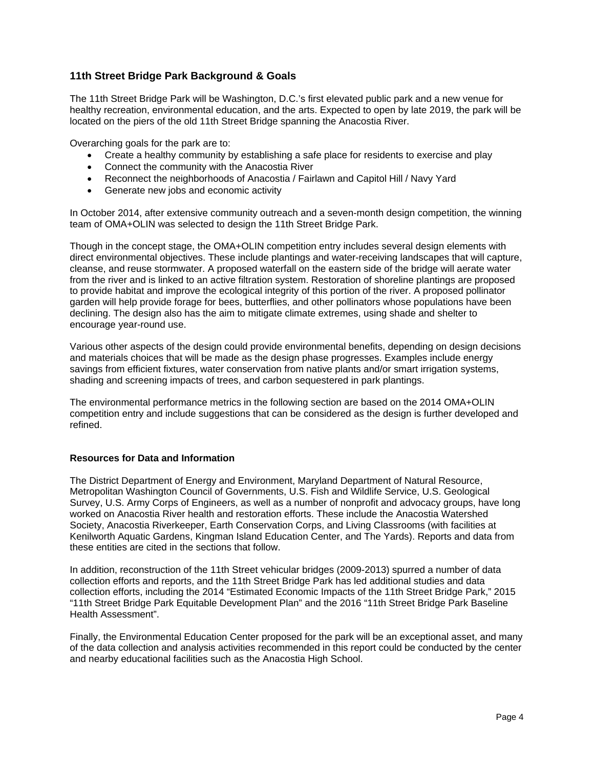## 11th Street Bridge Park Background & Goals

The 11th Street Bridge Park will be Washington, D.C.'s first elevated public park and a new venue for healthy recreation, environmental education, and the arts. Expected to open by late 2019, the park will be located on the piers of the old 11th Street Bridge spanning the Anacostia River.

Overarching goals for the park are to:

- Create a healthy community by establishing a safe place for residents to exercise and play
- Connect the community with the Anacostia River
- Reconnect the neighborhoods of Anacostia / Fairlawn and Capitol Hill / Navy Yard
- Generate new jobs and economic activity

In October 2014, after extensive community outreach and a seven-month design competition, the winning team of OMA+OLIN was selected to design the 11th Street Bridge Park.

Though in the concept stage, the OMA+OLIN competition entry includes several design elements with direct environmental objectives. These include plantings and water-receiving landscapes that will capture, cleanse, and reuse stormwater. A proposed waterfall on the eastern side of the bridge will aerate water from the river and is linked to an active filtration system. Restoration of shoreline plantings are proposed to provide habitat and improve the ecological integrity of this portion of the river. A proposed pollinator garden will help provide forage for bees, butterflies, and other pollinators whose populations have been declining. The design also has the aim to mitigate climate extremes, using shade and shelter to encourage year-round use.

Various other aspects of the design could provide environmental benefits, depending on design decisions and materials choices that will be made as the design phase progresses. Examples include energy savings from efficient fixtures, water conservation from native plants and/or smart irrigation systems, shading and screening impacts of trees, and carbon sequestered in park plantings.

The environmental performance metrics in the following section are based on the 2014 OMA+OLIN competition entry and include suggestions that can be considered as the design is further developed and refined.

### Resources for Data and Information

The District Department of Energy and Environment, Maryland Department of Natural Resource, Metropolitan Washington Council of Governments, U.S. Fish and Wildlife Service, U.S. Geological Survey, U.S. Army Corps of Engineers, as well as a number of nonprofit and advocacy groups, have long worked on Anacostia River health and restoration efforts. These include the Anacostia Watershed Society, Anacostia Riverkeeper, Earth Conservation Corps, and Living Classrooms (with facilities at Kenilworth Aquatic Gardens, Kingman Island Education Center, and The Yards). Reports and data from these entities are cited in the sections that follow.

In addition, reconstruction of the 11th Street vehicular bridges (2009-2013) spurred a number of data collection efforts and reports, and the 11th Street Bridge Park has led additional studies and data collection efforts, including the 2014 "Estimated Economic Impacts of the 11th Street Bridge Park," 2015 "11th Street Bridge Park Equitable Development Plan" and the 2016 "11th Street Bridge Park Baseline Health Assessment".

Finally, the Environmental Education Center proposed for the park will be an exceptional asset, and many of the data collection and analysis activities recommended in this report could be conducted by the center and nearby educational facilities such as the Anacostia High School.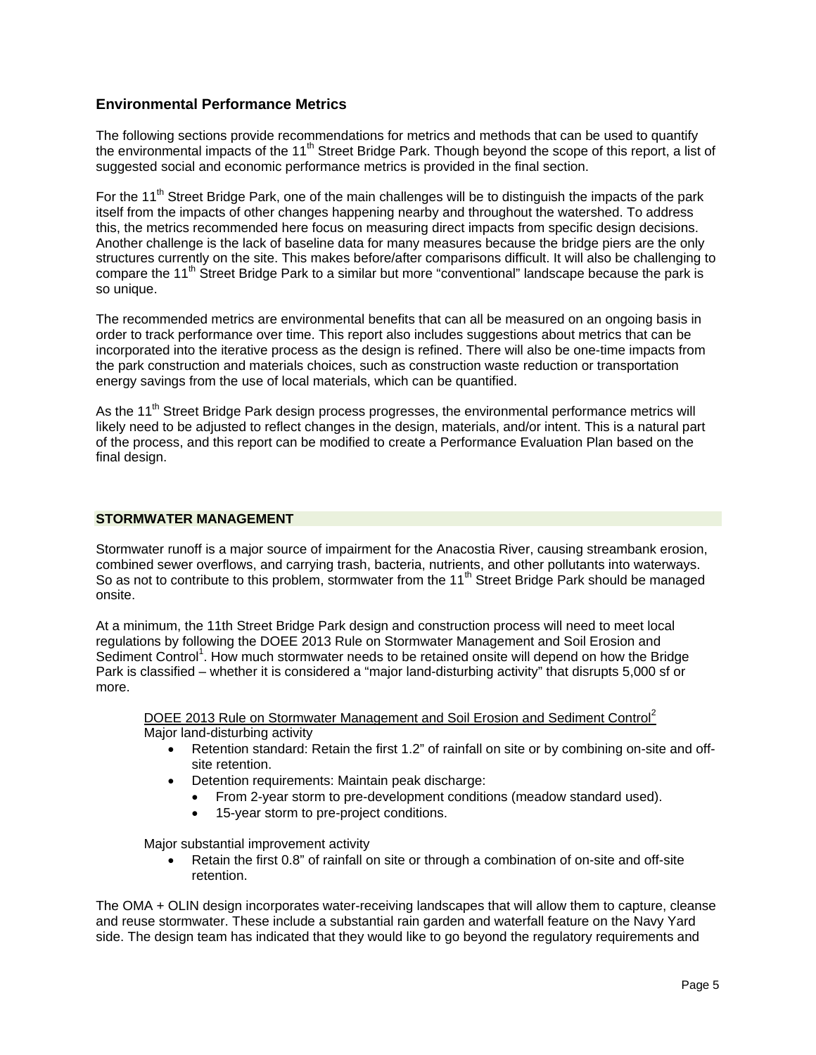## Environmental Performance Metrics

The following sections provide recommendations for metrics and methods that can be used to quantify the environmental impacts of the 11th Street Bridge Park. Though beyond the scope of this report, a list of suggested social and economic performance metrics is provided in the final section.

For the 11th Street Bridge Park, one of the main challenges will be to distinguish the impacts of the park itself from the impacts of other changes happening nearby and throughout the watershed. To address this, the metrics recommended here focus on measuring direct impacts from specific design decisions. Another challenge is the lack of baseline data for many measures because the bridge piers are the only structures currently on the site. This makes before/after comparisons difficult. It will also be challenging to compare the 11th Street Bridge Park to a similar but more "conventional" landscape because the park is so unique.

The recommended metrics are environmental benefits that can all be measured on an ongoing basis in order to track performance over time. This report also includes suggestions about metrics that can be incorporated into the iterative process as the design is refined. There will also be one-time impacts from the park construction and materials choices, such as construction waste reduction or transportation energy savings from the use of local materials, which can be quantified.

As the 11th Street Bridge Park design process progresses, the environmental performance metrics will likely need to be adjusted to reflect changes in the design, materials, and/or intent. This is a natural part of the process, and this report can be modified to create a Performance Evaluation Plan based on the final design.

### STORMWATER MANAGEMENT

Stormwater runoff is a major source of impairment for the Anacostia River, causing streambank erosion, combined sewer overflows, and carrying trash, bacteria, nutrients, and other pollutants into waterways. So as not to contribute to this problem, stormwater from the 11th Street Bridge Park should be managed onsite.

At a minimum, the 11th Street Bridge Park design and construction process will need to meet local regulations by following the DOEE 2013 Rule on Stormwater Management and Soil Erosion and Sediment Control[1]. How much stormwater needs to be retained onsite will depend on how the Bridge Park is classified – whether it is considered a "major land-disturbing activity" that disrupts 5,000 sf or more.

DOEE 2013 Rule on Stormwater Management and Soil Erosion and Sediment Control[2]
Major land-disturbing activity

- Retention standard: Retain the first 1.2" of rainfall on site or by combining on-site and off-site retention.
- Detention requirements: Maintain peak discharge:
  - From 2-year storm to pre-development conditions (meadow standard used).
  - 15-year storm to pre-project conditions.

Major substantial improvement activity

- Retain the first 0.8" of rainfall on site or through a combination of on-site and off-site retention.

The OMA + OLIN design incorporates water-receiving landscapes that will allow them to capture, cleanse and reuse stormwater. These include a substantial rain garden and waterfall feature on the Navy Yard side. The design team has indicated that they would like to go beyond the regulatory requirements and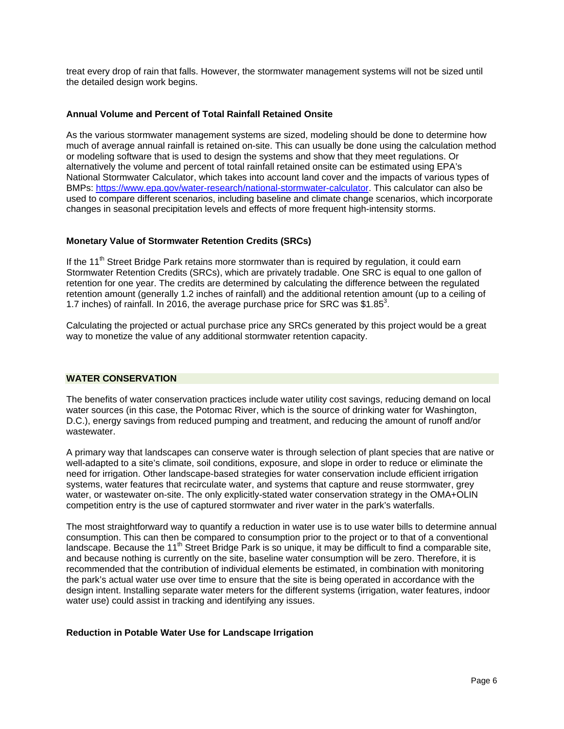treat every drop of rain that falls. However, the stormwater management systems will not be sized until the detailed design work begins.

### Annual Volume and Percent of Total Rainfall Retained Onsite

As the various stormwater management systems are sized, modeling should be done to determine how much of average annual rainfall is retained on-site. This can usually be done using the calculation method or modeling software that is used to design the systems and show that they meet regulations. Or alternatively the volume and percent of total rainfall retained onsite can be estimated using EPA's National Stormwater Calculator, which takes into account land cover and the impacts of various types of BMPs: https://www.epa.gov/water-research/national-stormwater-calculator. This calculator can also be used to compare different scenarios, including baseline and climate change scenarios, which incorporate changes in seasonal precipitation levels and effects of more frequent high-intensity storms.

### Monetary Value of Stormwater Retention Credits (SRCs)

If the 11th Street Bridge Park retains more stormwater than is required by regulation, it could earn Stormwater Retention Credits (SRCs), which are privately tradable. One SRC is equal to one gallon of retention for one year. The credits are determined by calculating the difference between the regulated retention amount (generally 1.2 inches of rainfall) and the additional retention amount (up to a ceiling of 1.7 inches) of rainfall. In 2016, the average purchase price for SRC was $1.85[3].

Calculating the projected or actual purchase price any SRCs generated by this project would be a great way to monetize the value of any additional stormwater retention capacity.

## WATER CONSERVATION

The benefits of water conservation practices include water utility cost savings, reducing demand on local water sources (in this case, the Potomac River, which is the source of drinking water for Washington, D.C.), energy savings from reduced pumping and treatment, and reducing the amount of runoff and/or wastewater.

A primary way that landscapes can conserve water is through selection of plant species that are native or well-adapted to a site's climate, soil conditions, exposure, and slope in order to reduce or eliminate the need for irrigation. Other landscape-based strategies for water conservation include efficient irrigation systems, water features that recirculate water, and systems that capture and reuse stormwater, grey water, or wastewater on-site. The only explicitly-stated water conservation strategy in the OMA+OLIN competition entry is the use of captured stormwater and river water in the park's waterfalls.

The most straightforward way to quantify a reduction in water use is to use water bills to determine annual consumption. This can then be compared to consumption prior to the project or to that of a conventional landscape. Because the 11th Street Bridge Park is so unique, it may be difficult to find a comparable site, and because nothing is currently on the site, baseline water consumption will be zero. Therefore, it is recommended that the contribution of individual elements be estimated, in combination with monitoring the park's actual water use over time to ensure that the site is being operated in accordance with the design intent. Installing separate water meters for the different systems (irrigation, water features, indoor water use) could assist in tracking and identifying any issues.

### Reduction in Potable Water Use for Landscape Irrigation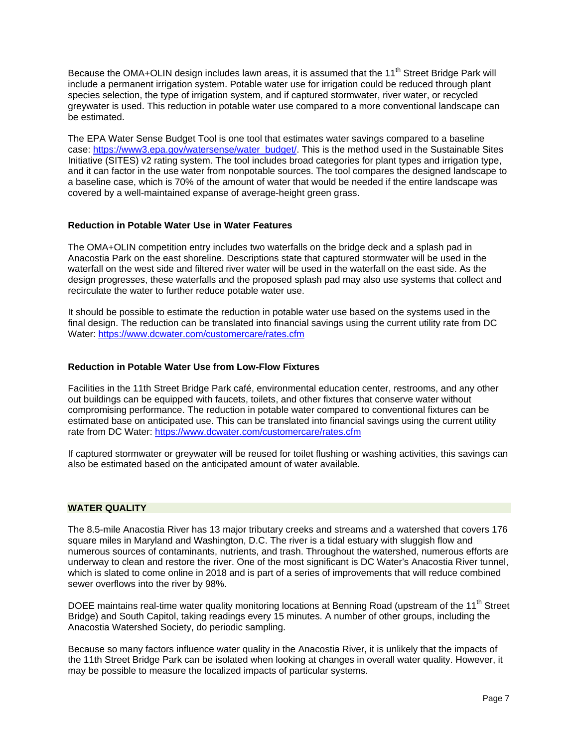Because the OMA+OLIN design includes lawn areas, it is assumed that the 11th Street Bridge Park will include a permanent irrigation system. Potable water use for irrigation could be reduced through plant species selection, the type of irrigation system, and if captured stormwater, river water, or recycled greywater is used. This reduction in potable water use compared to a more conventional landscape can be estimated.

The EPA Water Sense Budget Tool is one tool that estimates water savings compared to a baseline case: https://www3.epa.gov/watersense/water_budget/. This is the method used in the Sustainable Sites Initiative (SITES) v2 rating system. The tool includes broad categories for plant types and irrigation type, and it can factor in the use water from nonpotable sources. The tool compares the designed landscape to a baseline case, which is 70% of the amount of water that would be needed if the entire landscape was covered by a well-maintained expanse of average-height green grass.

### Reduction in Potable Water Use in Water Features

The OMA+OLIN competition entry includes two waterfalls on the bridge deck and a splash pad in Anacostia Park on the east shoreline. Descriptions state that captured stormwater will be used in the waterfall on the west side and filtered river water will be used in the waterfall on the east side. As the design progresses, these waterfalls and the proposed splash pad may also use systems that collect and recirculate the water to further reduce potable water use.

It should be possible to estimate the reduction in potable water use based on the systems used in the final design. The reduction can be translated into financial savings using the current utility rate from DC Water: https://www.dcwater.com/customercare/rates.cfm

### Reduction in Potable Water Use from Low-Flow Fixtures

Facilities in the 11th Street Bridge Park café, environmental education center, restrooms, and any other out buildings can be equipped with faucets, toilets, and other fixtures that conserve water without compromising performance. The reduction in potable water compared to conventional fixtures can be estimated base on anticipated use. This can be translated into financial savings using the current utility rate from DC Water: https://www.dcwater.com/customercare/rates.cfm

If captured stormwater or greywater will be reused for toilet flushing or washing activities, this savings can also be estimated based on the anticipated amount of water available.

## WATER QUALITY

The 8.5-mile Anacostia River has 13 major tributary creeks and streams and a watershed that covers 176 square miles in Maryland and Washington, D.C. The river is a tidal estuary with sluggish flow and numerous sources of contaminants, nutrients, and trash. Throughout the watershed, numerous efforts are underway to clean and restore the river. One of the most significant is DC Water's Anacostia River tunnel, which is slated to come online in 2018 and is part of a series of improvements that will reduce combined sewer overflows into the river by 98%.

DOEE maintains real-time water quality monitoring locations at Benning Road (upstream of the 11th Street Bridge) and South Capitol, taking readings every 15 minutes. A number of other groups, including the Anacostia Watershed Society, do periodic sampling.

Because so many factors influence water quality in the Anacostia River, it is unlikely that the impacts of the 11th Street Bridge Park can be isolated when looking at changes in overall water quality. However, it may be possible to measure the localized impacts of particular systems.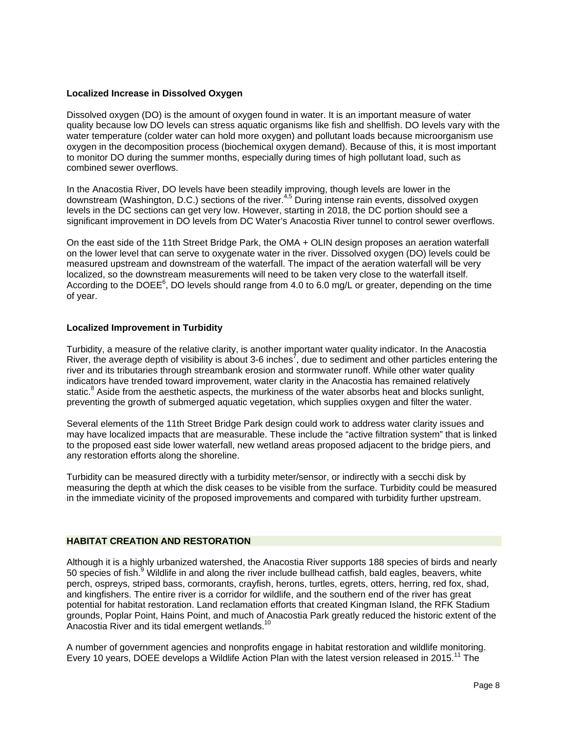### Localized Increase in Dissolved Oxygen

Dissolved oxygen (DO) is the amount of oxygen found in water. It is an important measure of water quality because low DO levels can stress aquatic organisms like fish and shellfish. DO levels vary with the water temperature (colder water can hold more oxygen) and pollutant loads because microorganism use oxygen in the decomposition process (biochemical oxygen demand). Because of this, it is most important to monitor DO during the summer months, especially during times of high pollutant load, such as combined sewer overflows.

In the Anacostia River, DO levels have been steadily improving, though levels are lower in the downstream (Washington, D.C.) sections of the river.[4,5] During intense rain events, dissolved oxygen levels in the DC sections can get very low. However, starting in 2018, the DC portion should see a significant improvement in DO levels from DC Water's Anacostia River tunnel to control sewer overflows.

On the east side of the 11th Street Bridge Park, the OMA + OLIN design proposes an aeration waterfall on the lower level that can serve to oxygenate water in the river. Dissolved oxygen (DO) levels could be measured upstream and downstream of the waterfall. The impact of the aeration waterfall will be very localized, so the downstream measurements will need to be taken very close to the waterfall itself. According to the DOEE[6], DO levels should range from 4.0 to 6.0 mg/L or greater, depending on the time of year.

### Localized Improvement in Turbidity

Turbidity, a measure of the relative clarity, is another important water quality indicator. In the Anacostia River, the average depth of visibility is about 3-6 inches[7], due to sediment and other particles entering the river and its tributaries through streambank erosion and stormwater runoff. While other water quality indicators have trended toward improvement, water clarity in the Anacostia has remained relatively static.[8] Aside from the aesthetic aspects, the murkiness of the water absorbs heat and blocks sunlight, preventing the growth of submerged aquatic vegetation, which supplies oxygen and filter the water.

Several elements of the 11th Street Bridge Park design could work to address water clarity issues and may have localized impacts that are measurable. These include the "active filtration system" that is linked to the proposed east side lower waterfall, new wetland areas proposed adjacent to the bridge piers, and any restoration efforts along the shoreline.

Turbidity can be measured directly with a turbidity meter/sensor, or indirectly with a secchi disk by measuring the depth at which the disk ceases to be visible from the surface. Turbidity could be measured in the immediate vicinity of the proposed improvements and compared with turbidity further upstream.

## HABITAT CREATION AND RESTORATION

Although it is a highly urbanized watershed, the Anacostia River supports 188 species of birds and nearly 50 species of fish.[9] Wildlife in and along the river include bullhead catfish, bald eagles, beavers, white perch, ospreys, striped bass, cormorants, crayfish, herons, turtles, egrets, otters, herring, red fox, shad, and kingfishers. The entire river is a corridor for wildlife, and the southern end of the river has great potential for habitat restoration. Land reclamation efforts that created Kingman Island, the RFK Stadium grounds, Poplar Point, Hains Point, and much of Anacostia Park greatly reduced the historic extent of the Anacostia River and its tidal emergent wetlands.[10]

A number of government agencies and nonprofits engage in habitat restoration and wildlife monitoring. Every 10 years, DOEE develops a Wildlife Action Plan with the latest version released in 2015.[11] The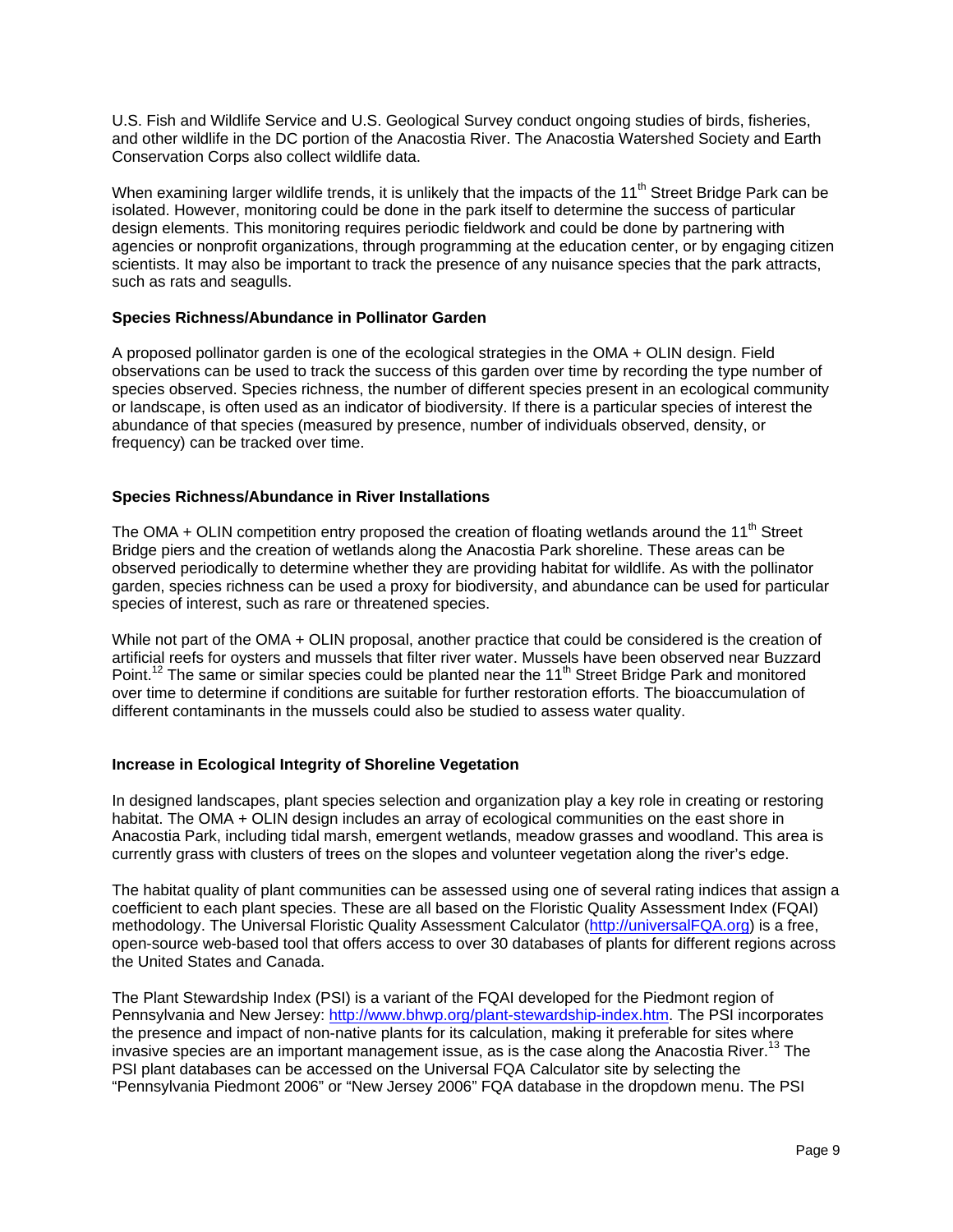U.S. Fish and Wildlife Service and U.S. Geological Survey conduct ongoing studies of birds, fisheries, and other wildlife in the DC portion of the Anacostia River. The Anacostia Watershed Society and Earth Conservation Corps also collect wildlife data.

When examining larger wildlife trends, it is unlikely that the impacts of the 11th Street Bridge Park can be isolated. However, monitoring could be done in the park itself to determine the success of particular design elements. This monitoring requires periodic fieldwork and could be done by partnering with agencies or nonprofit organizations, through programming at the education center, or by engaging citizen scientists. It may also be important to track the presence of any nuisance species that the park attracts, such as rats and seagulls.

**Species Richness/Abundance in Pollinator Garden**

A proposed pollinator garden is one of the ecological strategies in the OMA + OLIN design. Field observations can be used to track the success of this garden over time by recording the type number of species observed. Species richness, the number of different species present in an ecological community or landscape, is often used as an indicator of biodiversity. If there is a particular species of interest the abundance of that species (measured by presence, number of individuals observed, density, or frequency) can be tracked over time.

**Species Richness/Abundance in River Installations**

The OMA + OLIN competition entry proposed the creation of floating wetlands around the 11th Street Bridge piers and the creation of wetlands along the Anacostia Park shoreline. These areas can be observed periodically to determine whether they are providing habitat for wildlife. As with the pollinator garden, species richness can be used a proxy for biodiversity, and abundance can be used for particular species of interest, such as rare or threatened species.

While not part of the OMA + OLIN proposal, another practice that could be considered is the creation of artificial reefs for oysters and mussels that filter river water. Mussels have been observed near Buzzard Point.[12] The same or similar species could be planted near the 11th Street Bridge Park and monitored over time to determine if conditions are suitable for further restoration efforts. The bioaccumulation of different contaminants in the mussels could also be studied to assess water quality.

**Increase in Ecological Integrity of Shoreline Vegetation**

In designed landscapes, plant species selection and organization play a key role in creating or restoring habitat. The OMA + OLIN design includes an array of ecological communities on the east shore in Anacostia Park, including tidal marsh, emergent wetlands, meadow grasses and woodland. This area is currently grass with clusters of trees on the slopes and volunteer vegetation along the river's edge.

The habitat quality of plant communities can be assessed using one of several rating indices that assign a coefficient to each plant species. These are all based on the Floristic Quality Assessment Index (FQAI) methodology. The Universal Floristic Quality Assessment Calculator (http://universalFQA.org) is a free, open-source web-based tool that offers access to over 30 databases of plants for different regions across the United States and Canada.

The Plant Stewardship Index (PSI) is a variant of the FQAI developed for the Piedmont region of Pennsylvania and New Jersey: http://www.bhwp.org/plant-stewardship-index.htm. The PSI incorporates the presence and impact of non-native plants for its calculation, making it preferable for sites where invasive species are an important management issue, as is the case along the Anacostia River.[13] The PSI plant databases can be accessed on the Universal FQA Calculator site by selecting the "Pennsylvania Piedmont 2006" or "New Jersey 2006" FQA database in the dropdown menu. The PSI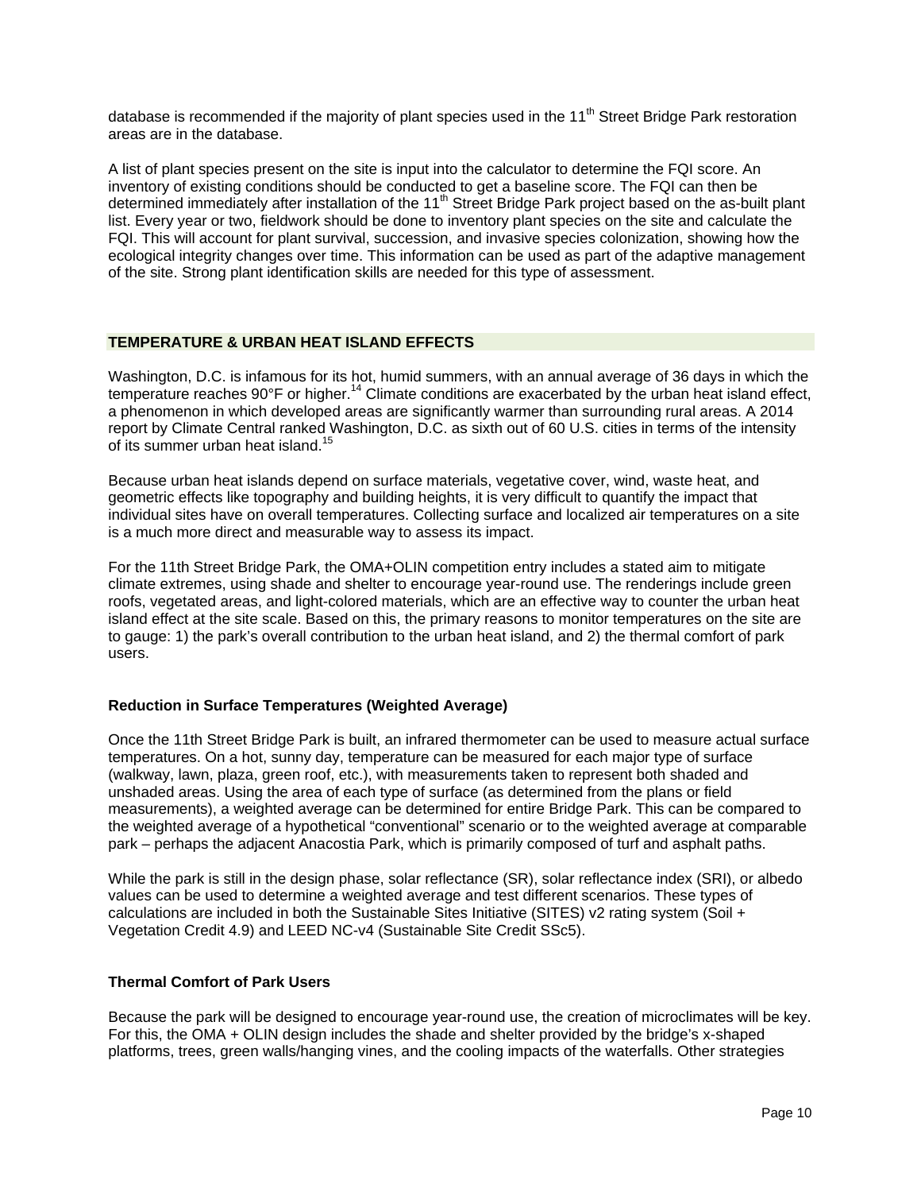database is recommended if the majority of plant species used in the 11th Street Bridge Park restoration areas are in the database.

A list of plant species present on the site is input into the calculator to determine the FQI score. An inventory of existing conditions should be conducted to get a baseline score. The FQI can then be determined immediately after installation of the 11th Street Bridge Park project based on the as-built plant list. Every year or two, fieldwork should be done to inventory plant species on the site and calculate the FQI. This will account for plant survival, succession, and invasive species colonization, showing how the ecological integrity changes over time. This information can be used as part of the adaptive management of the site. Strong plant identification skills are needed for this type of assessment.

## TEMPERATURE & URBAN HEAT ISLAND EFFECTS

Washington, D.C. is infamous for its hot, humid summers, with an annual average of 36 days in which the temperature reaches 90°F or higher.[14] Climate conditions are exacerbated by the urban heat island effect, a phenomenon in which developed areas are significantly warmer than surrounding rural areas. A 2014 report by Climate Central ranked Washington, D.C. as sixth out of 60 U.S. cities in terms of the intensity of its summer urban heat island.[15]

Because urban heat islands depend on surface materials, vegetative cover, wind, waste heat, and geometric effects like topography and building heights, it is very difficult to quantify the impact that individual sites have on overall temperatures. Collecting surface and localized air temperatures on a site is a much more direct and measurable way to assess its impact.

For the 11th Street Bridge Park, the OMA+OLIN competition entry includes a stated aim to mitigate climate extremes, using shade and shelter to encourage year-round use. The renderings include green roofs, vegetated areas, and light-colored materials, which are an effective way to counter the urban heat island effect at the site scale. Based on this, the primary reasons to monitor temperatures on the site are to gauge: 1) the park's overall contribution to the urban heat island, and 2) the thermal comfort of park users.

### Reduction in Surface Temperatures (Weighted Average)

Once the 11th Street Bridge Park is built, an infrared thermometer can be used to measure actual surface temperatures. On a hot, sunny day, temperature can be measured for each major type of surface (walkway, lawn, plaza, green roof, etc.), with measurements taken to represent both shaded and unshaded areas. Using the area of each type of surface (as determined from the plans or field measurements), a weighted average can be determined for entire Bridge Park. This can be compared to the weighted average of a hypothetical "conventional" scenario or to the weighted average at comparable park – perhaps the adjacent Anacostia Park, which is primarily composed of turf and asphalt paths.

While the park is still in the design phase, solar reflectance (SR), solar reflectance index (SRI), or albedo values can be used to determine a weighted average and test different scenarios. These types of calculations are included in both the Sustainable Sites Initiative (SITES) v2 rating system (Soil + Vegetation Credit 4.9) and LEED NC-v4 (Sustainable Site Credit SSc5).

### Thermal Comfort of Park Users

Because the park will be designed to encourage year-round use, the creation of microclimates will be key. For this, the OMA + OLIN design includes the shade and shelter provided by the bridge's x-shaped platforms, trees, green walls/hanging vines, and the cooling impacts of the waterfalls. Other strategies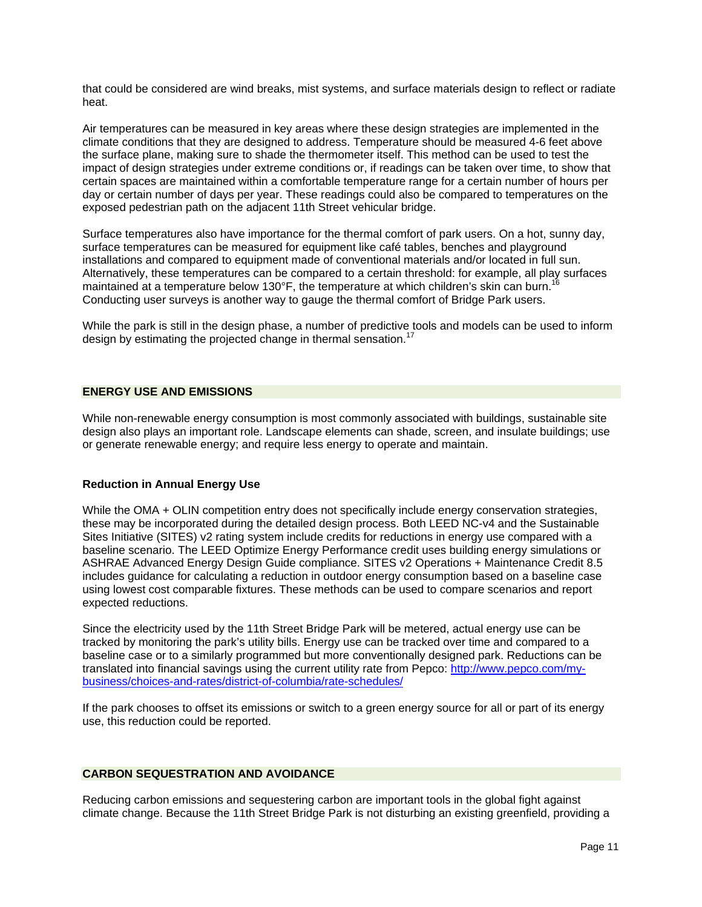that could be considered are wind breaks, mist systems, and surface materials design to reflect or radiate heat.

Air temperatures can be measured in key areas where these design strategies are implemented in the climate conditions that they are designed to address. Temperature should be measured 4-6 feet above the surface plane, making sure to shade the thermometer itself. This method can be used to test the impact of design strategies under extreme conditions or, if readings can be taken over time, to show that certain spaces are maintained within a comfortable temperature range for a certain number of hours per day or certain number of days per year. These readings could also be compared to temperatures on the exposed pedestrian path on the adjacent 11th Street vehicular bridge.

Surface temperatures also have importance for the thermal comfort of park users. On a hot, sunny day, surface temperatures can be measured for equipment like café tables, benches and playground installations and compared to equipment made of conventional materials and/or located in full sun. Alternatively, these temperatures can be compared to a certain threshold: for example, all play surfaces maintained at a temperature below 130°F, the temperature at which children's skin can burn.[16] Conducting user surveys is another way to gauge the thermal comfort of Bridge Park users.

While the park is still in the design phase, a number of predictive tools and models can be used to inform design by estimating the projected change in thermal sensation.[17]

## ENERGY USE AND EMISSIONS

While non-renewable energy consumption is most commonly associated with buildings, sustainable site design also plays an important role. Landscape elements can shade, screen, and insulate buildings; use or generate renewable energy; and require less energy to operate and maintain.

### Reduction in Annual Energy Use

While the OMA + OLIN competition entry does not specifically include energy conservation strategies, these may be incorporated during the detailed design process. Both LEED NC-v4 and the Sustainable Sites Initiative (SITES) v2 rating system include credits for reductions in energy use compared with a baseline scenario. The LEED Optimize Energy Performance credit uses building energy simulations or ASHRAE Advanced Energy Design Guide compliance. SITES v2 Operations + Maintenance Credit 8.5 includes guidance for calculating a reduction in outdoor energy consumption based on a baseline case using lowest cost comparable fixtures. These methods can be used to compare scenarios and report expected reductions.

Since the electricity used by the 11th Street Bridge Park will be metered, actual energy use can be tracked by monitoring the park's utility bills. Energy use can be tracked over time and compared to a baseline case or to a similarly programmed but more conventionally designed park. Reductions can be translated into financial savings using the current utility rate from Pepco: http://www.pepco.com/my-business/choices-and-rates/district-of-columbia/rate-schedules/

If the park chooses to offset its emissions or switch to a green energy source for all or part of its energy use, this reduction could be reported.

## CARBON SEQUESTRATION AND AVOIDANCE

Reducing carbon emissions and sequestering carbon are important tools in the global fight against climate change. Because the 11th Street Bridge Park is not disturbing an existing greenfield, providing a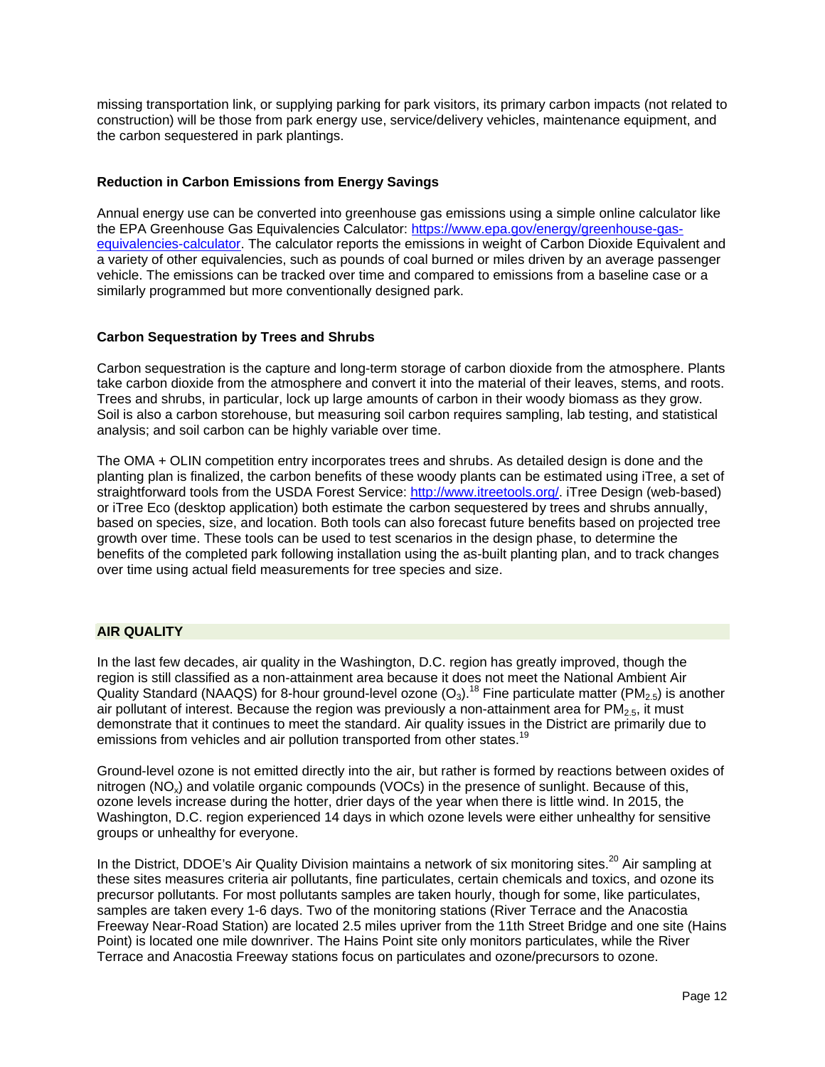missing transportation link, or supplying parking for park visitors, its primary carbon impacts (not related to construction) will be those from park energy use, service/delivery vehicles, maintenance equipment, and the carbon sequestered in park plantings.

### Reduction in Carbon Emissions from Energy Savings

Annual energy use can be converted into greenhouse gas emissions using a simple online calculator like the EPA Greenhouse Gas Equivalencies Calculator: https://www.epa.gov/energy/greenhouse-gas-equivalencies-calculator. The calculator reports the emissions in weight of Carbon Dioxide Equivalent and a variety of other equivalencies, such as pounds of coal burned or miles driven by an average passenger vehicle. The emissions can be tracked over time and compared to emissions from a baseline case or a similarly programmed but more conventionally designed park.

### Carbon Sequestration by Trees and Shrubs

Carbon sequestration is the capture and long-term storage of carbon dioxide from the atmosphere. Plants take carbon dioxide from the atmosphere and convert it into the material of their leaves, stems, and roots. Trees and shrubs, in particular, lock up large amounts of carbon in their woody biomass as they grow. Soil is also a carbon storehouse, but measuring soil carbon requires sampling, lab testing, and statistical analysis; and soil carbon can be highly variable over time.

The OMA + OLIN competition entry incorporates trees and shrubs. As detailed design is done and the planting plan is finalized, the carbon benefits of these woody plants can be estimated using iTree, a set of straightforward tools from the USDA Forest Service: http://www.itreetools.org/. iTree Design (web-based) or iTree Eco (desktop application) both estimate the carbon sequestered by trees and shrubs annually, based on species, size, and location. Both tools can also forecast future benefits based on projected tree growth over time. These tools can be used to test scenarios in the design phase, to determine the benefits of the completed park following installation using the as-built planting plan, and to track changes over time using actual field measurements for tree species and size.

## AIR QUALITY

In the last few decades, air quality in the Washington, D.C. region has greatly improved, though the region is still classified as a non-attainment area because it does not meet the National Ambient Air Quality Standard (NAAQS) for 8-hour ground-level ozone ($O_3$).[18] Fine particulate matter ($PM_{2.5}$) is another air pollutant of interest. Because the region was previously a non-attainment area for $PM_{2.5}$, it must demonstrate that it continues to meet the standard. Air quality issues in the District are primarily due to emissions from vehicles and air pollution transported from other states.[19]

Ground-level ozone is not emitted directly into the air, but rather is formed by reactions between oxides of nitrogen ($NO_x$) and volatile organic compounds (VOCs) in the presence of sunlight. Because of this, ozone levels increase during the hotter, drier days of the year when there is little wind. In 2015, the Washington, D.C. region experienced 14 days in which ozone levels were either unhealthy for sensitive groups or unhealthy for everyone.

In the District, DDOE's Air Quality Division maintains a network of six monitoring sites.[20] Air sampling at these sites measures criteria air pollutants, fine particulates, certain chemicals and toxics, and ozone its precursor pollutants. For most pollutants samples are taken hourly, though for some, like particulates, samples are taken every 1-6 days. Two of the monitoring stations (River Terrace and the Anacostia Freeway Near-Road Station) are located 2.5 miles upriver from the 11th Street Bridge and one site (Hains Point) is located one mile downriver. The Hains Point site only monitors particulates, while the River Terrace and Anacostia Freeway stations focus on particulates and ozone/precursors to ozone.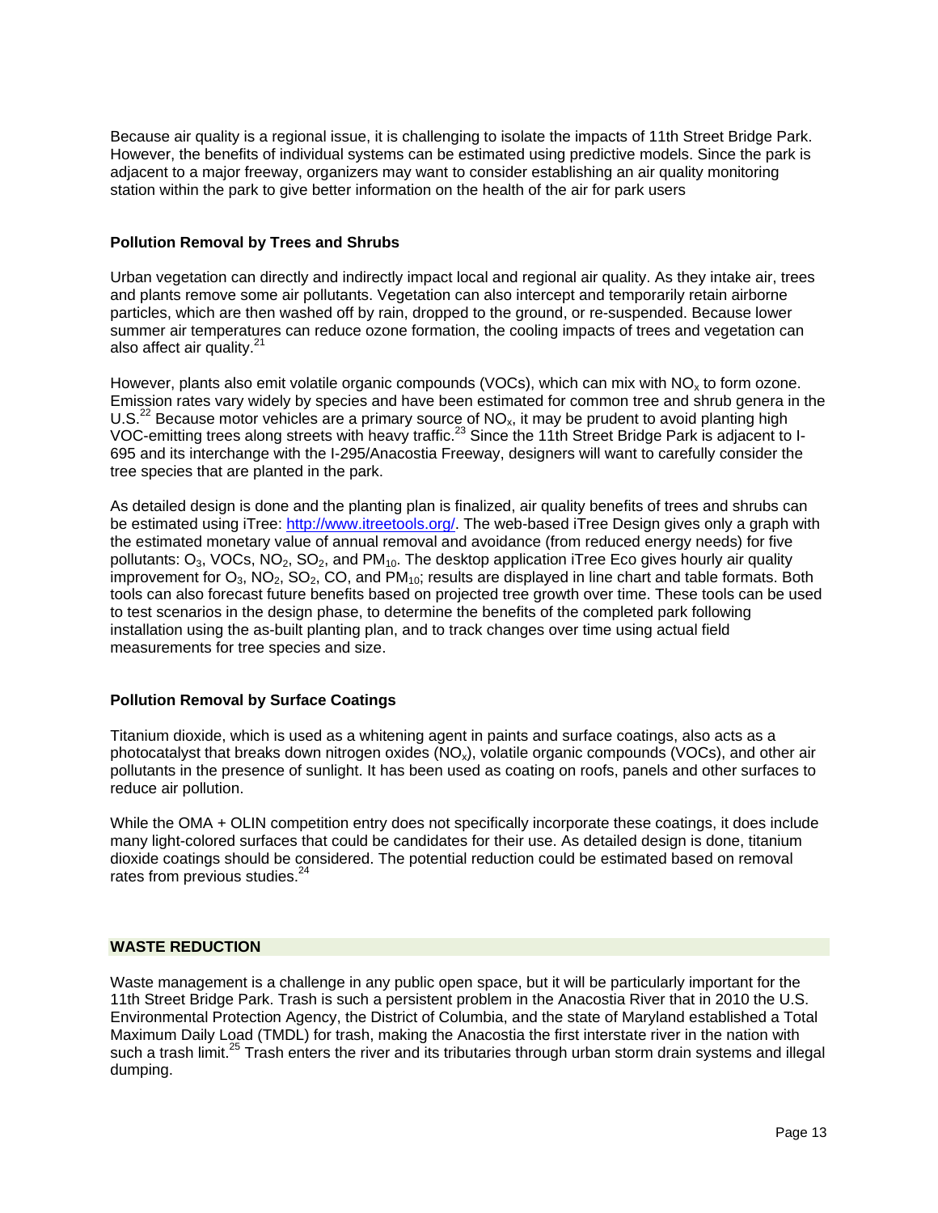Because air quality is a regional issue, it is challenging to isolate the impacts of 11th Street Bridge Park. However, the benefits of individual systems can be estimated using predictive models. Since the park is adjacent to a major freeway, organizers may want to consider establishing an air quality monitoring station within the park to give better information on the health of the air for park users

### Pollution Removal by Trees and Shrubs

Urban vegetation can directly and indirectly impact local and regional air quality. As they intake air, trees and plants remove some air pollutants. Vegetation can also intercept and temporarily retain airborne particles, which are then washed off by rain, dropped to the ground, or re-suspended. Because lower summer air temperatures can reduce ozone formation, the cooling impacts of trees and vegetation can also affect air quality.[21]

However, plants also emit volatile organic compounds (VOCs), which can mix with $NO_x$ to form ozone. Emission rates vary widely by species and have been estimated for common tree and shrub genera in the U.S.[22] Because motor vehicles are a primary source of $NO_x$, it may be prudent to avoid planting high VOC-emitting trees along streets with heavy traffic.[23] Since the 11th Street Bridge Park is adjacent to I-695 and its interchange with the I-295/Anacostia Freeway, designers will want to carefully consider the tree species that are planted in the park.

As detailed design is done and the planting plan is finalized, air quality benefits of trees and shrubs can be estimated using iTree: http://www.itreetools.org/. The web-based iTree Design gives only a graph with the estimated monetary value of annual removal and avoidance (from reduced energy needs) for five pollutants: $O_3$, VOCs, $NO_2$, $SO_2$, and $PM_{10}$. The desktop application iTree Eco gives hourly air quality improvement for $O_3$, $NO_2$, $SO_2$, CO, and $PM_{10}$; results are displayed in line chart and table formats. Both tools can also forecast future benefits based on projected tree growth over time. These tools can be used to test scenarios in the design phase, to determine the benefits of the completed park following installation using the as-built planting plan, and to track changes over time using actual field measurements for tree species and size.

### Pollution Removal by Surface Coatings

Titanium dioxide, which is used as a whitening agent in paints and surface coatings, also acts as a photocatalyst that breaks down nitrogen oxides ($NO_x$), volatile organic compounds (VOCs), and other air pollutants in the presence of sunlight. It has been used as coating on roofs, panels and other surfaces to reduce air pollution.

While the OMA + OLIN competition entry does not specifically incorporate these coatings, it does include many light-colored surfaces that could be candidates for their use. As detailed design is done, titanium dioxide coatings should be considered. The potential reduction could be estimated based on removal rates from previous studies.[24]

## WASTE REDUCTION

Waste management is a challenge in any public open space, but it will be particularly important for the 11th Street Bridge Park. Trash is such a persistent problem in the Anacostia River that in 2010 the U.S. Environmental Protection Agency, the District of Columbia, and the state of Maryland established a Total Maximum Daily Load (TMDL) for trash, making the Anacostia the first interstate river in the nation with such a trash limit.[25] Trash enters the river and its tributaries through urban storm drain systems and illegal dumping.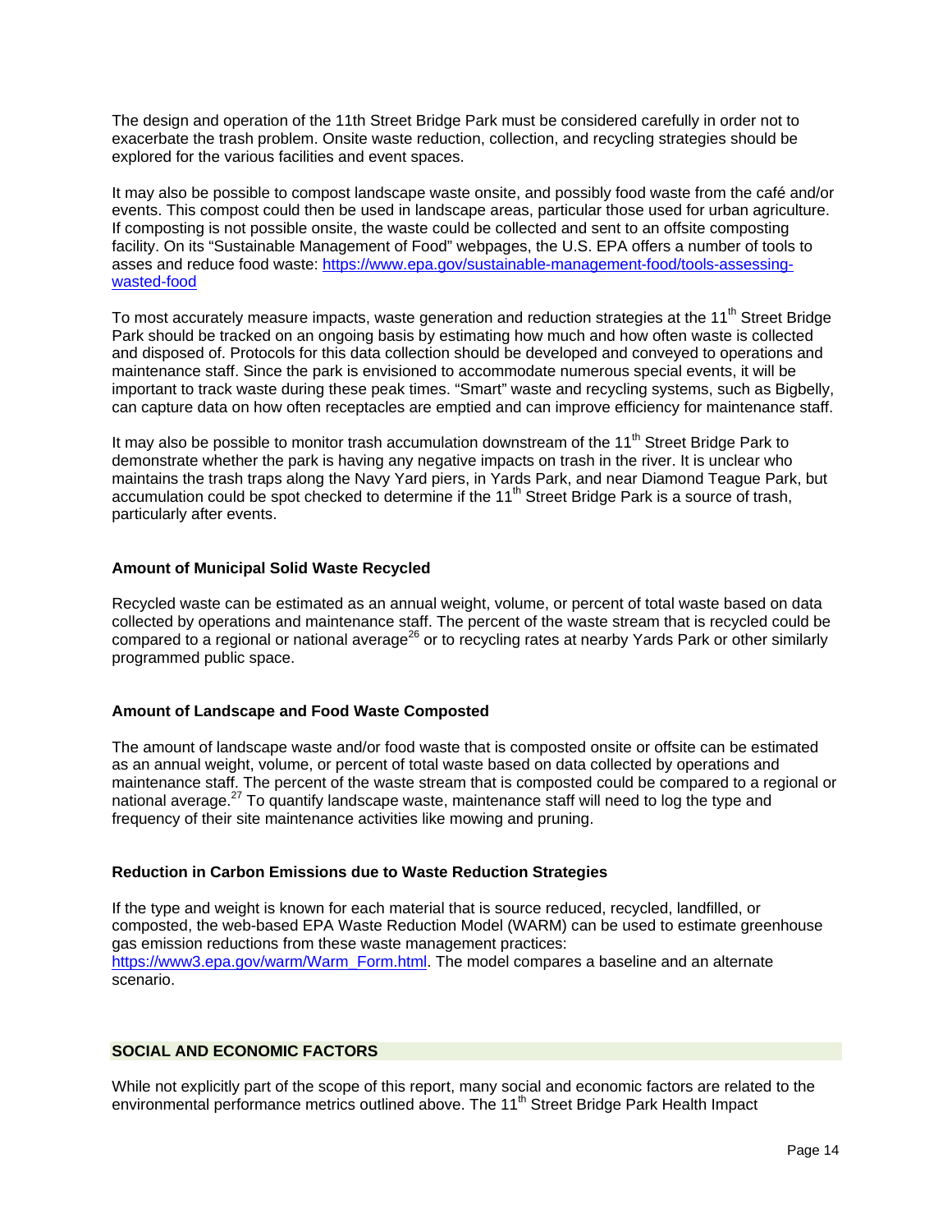The design and operation of the 11th Street Bridge Park must be considered carefully in order not to exacerbate the trash problem. Onsite waste reduction, collection, and recycling strategies should be explored for the various facilities and event spaces.

It may also be possible to compost landscape waste onsite, and possibly food waste from the café and/or events. This compost could then be used in landscape areas, particular those used for urban agriculture. If composting is not possible onsite, the waste could be collected and sent to an offsite composting facility. On its "Sustainable Management of Food" webpages, the U.S. EPA offers a number of tools to asses and reduce food waste: https://www.epa.gov/sustainable-management-food/tools-assessing-wasted-food

To most accurately measure impacts, waste generation and reduction strategies at the 11th Street Bridge Park should be tracked on an ongoing basis by estimating how much and how often waste is collected and disposed of. Protocols for this data collection should be developed and conveyed to operations and maintenance staff. Since the park is envisioned to accommodate numerous special events, it will be important to track waste during these peak times. "Smart" waste and recycling systems, such as Bigbelly, can capture data on how often receptacles are emptied and can improve efficiency for maintenance staff.

It may also be possible to monitor trash accumulation downstream of the 11th Street Bridge Park to demonstrate whether the park is having any negative impacts on trash in the river. It is unclear who maintains the trash traps along the Navy Yard piers, in Yards Park, and near Diamond Teague Park, but accumulation could be spot checked to determine if the 11th Street Bridge Park is a source of trash, particularly after events.

### Amount of Municipal Solid Waste Recycled

Recycled waste can be estimated as an annual weight, volume, or percent of total waste based on data collected by operations and maintenance staff. The percent of the waste stream that is recycled could be compared to a regional or national average[26] or to recycling rates at nearby Yards Park or other similarly programmed public space.

### Amount of Landscape and Food Waste Composted

The amount of landscape waste and/or food waste that is composted onsite or offsite can be estimated as an annual weight, volume, or percent of total waste based on data collected by operations and maintenance staff. The percent of the waste stream that is composted could be compared to a regional or national average.[27] To quantify landscape waste, maintenance staff will need to log the type and frequency of their site maintenance activities like mowing and pruning.

### Reduction in Carbon Emissions due to Waste Reduction Strategies

If the type and weight is known for each material that is source reduced, recycled, landfilled, or composted, the web-based EPA Waste Reduction Model (WARM) can be used to estimate greenhouse gas emission reductions from these waste management practices: https://www3.epa.gov/warm/Warm_Form.html. The model compares a baseline and an alternate scenario.

## SOCIAL AND ECONOMIC FACTORS

While not explicitly part of the scope of this report, many social and economic factors are related to the environmental performance metrics outlined above. The 11th Street Bridge Park Health Impact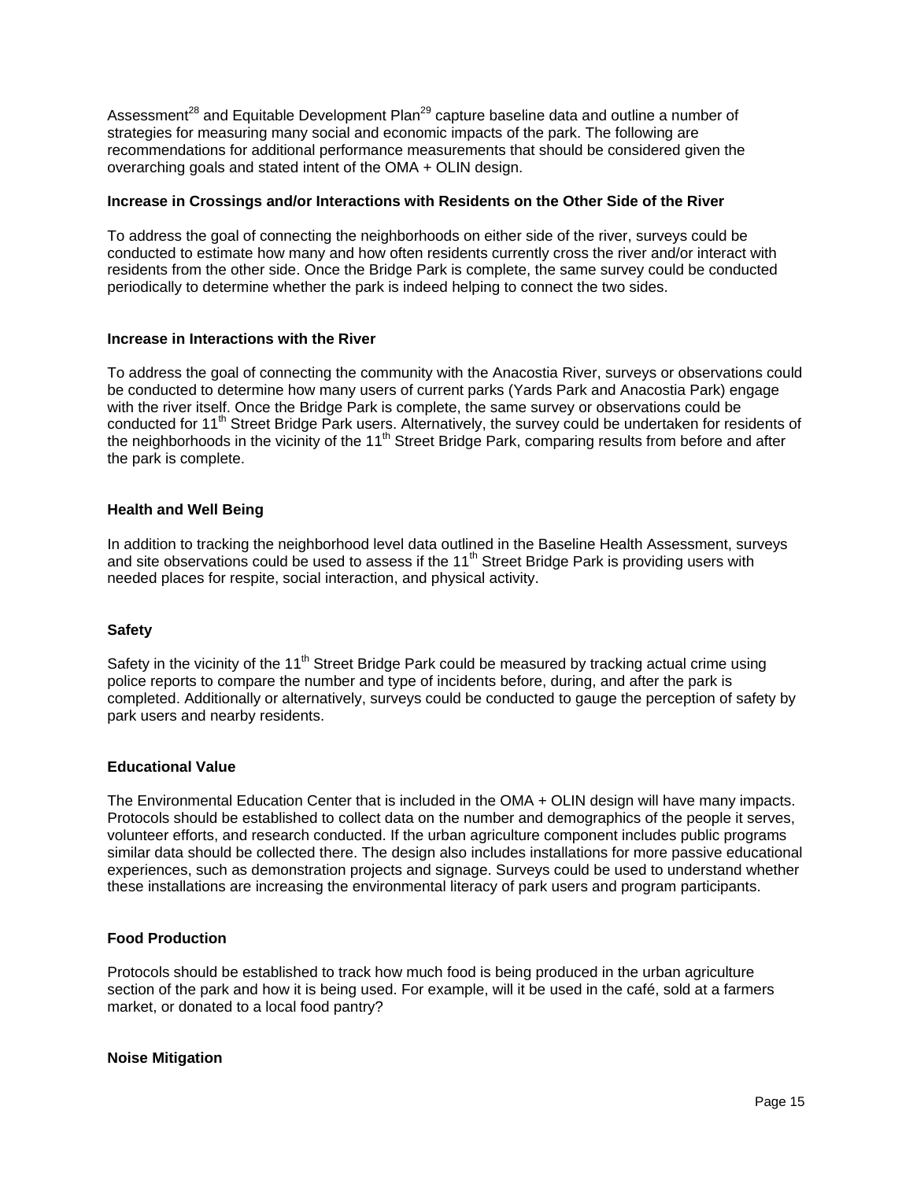Assessment[28] and Equitable Development Plan[29] capture baseline data and outline a number of strategies for measuring many social and economic impacts of the park. The following are recommendations for additional performance measurements that should be considered given the overarching goals and stated intent of the OMA + OLIN design.

**Increase in Crossings and/or Interactions with Residents on the Other Side of the River**

To address the goal of connecting the neighborhoods on either side of the river, surveys could be conducted to estimate how many and how often residents currently cross the river and/or interact with residents from the other side. Once the Bridge Park is complete, the same survey could be conducted periodically to determine whether the park is indeed helping to connect the two sides.

**Increase in Interactions with the River**

To address the goal of connecting the community with the Anacostia River, surveys or observations could be conducted to determine how many users of current parks (Yards Park and Anacostia Park) engage with the river itself. Once the Bridge Park is complete, the same survey or observations could be conducted for 11th Street Bridge Park users. Alternatively, the survey could be undertaken for residents of the neighborhoods in the vicinity of the 11th Street Bridge Park, comparing results from before and after the park is complete.

**Health and Well Being**

In addition to tracking the neighborhood level data outlined in the Baseline Health Assessment, surveys and site observations could be used to assess if the 11th Street Bridge Park is providing users with needed places for respite, social interaction, and physical activity.

**Safety**

Safety in the vicinity of the 11th Street Bridge Park could be measured by tracking actual crime using police reports to compare the number and type of incidents before, during, and after the park is completed. Additionally or alternatively, surveys could be conducted to gauge the perception of safety by park users and nearby residents.

**Educational Value**

The Environmental Education Center that is included in the OMA + OLIN design will have many impacts. Protocols should be established to collect data on the number and demographics of the people it serves, volunteer efforts, and research conducted. If the urban agriculture component includes public programs similar data should be collected there. The design also includes installations for more passive educational experiences, such as demonstration projects and signage. Surveys could be used to understand whether these installations are increasing the environmental literacy of park users and program participants.

**Food Production**

Protocols should be established to track how much food is being produced in the urban agriculture section of the park and how it is being used. For example, will it be used in the café, sold at a farmers market, or donated to a local food pantry?

**Noise Mitigation**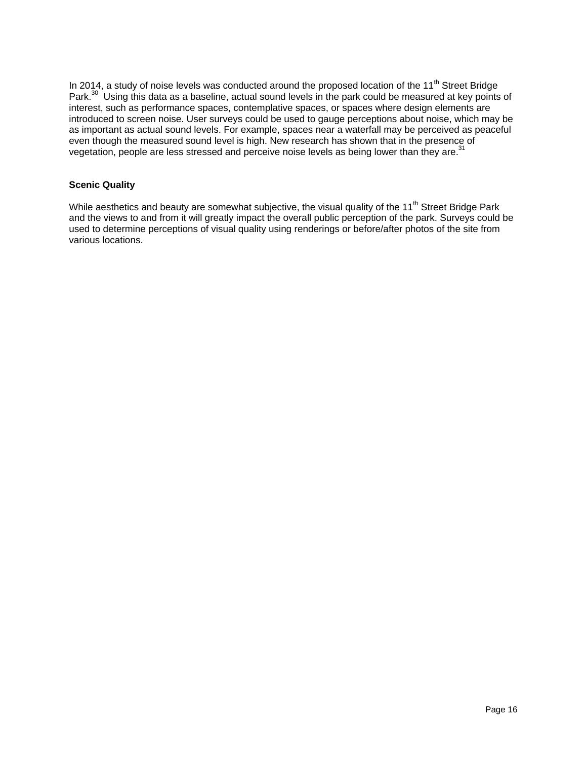In 2014, a study of noise levels was conducted around the proposed location of the 11th Street Bridge Park.[30] Using this data as a baseline, actual sound levels in the park could be measured at key points of interest, such as performance spaces, contemplative spaces, or spaces where design elements are introduced to screen noise. User surveys could be used to gauge perceptions about noise, which may be as important as actual sound levels. For example, spaces near a waterfall may be perceived as peaceful even though the measured sound level is high. New research has shown that in the presence of vegetation, people are less stressed and perceive noise levels as being lower than they are.[31]

### Scenic Quality

While aesthetics and beauty are somewhat subjective, the visual quality of the 11th Street Bridge Park and the views to and from it will greatly impact the overall public perception of the park. Surveys could be used to determine perceptions of visual quality using renderings or before/after photos of the site from various locations.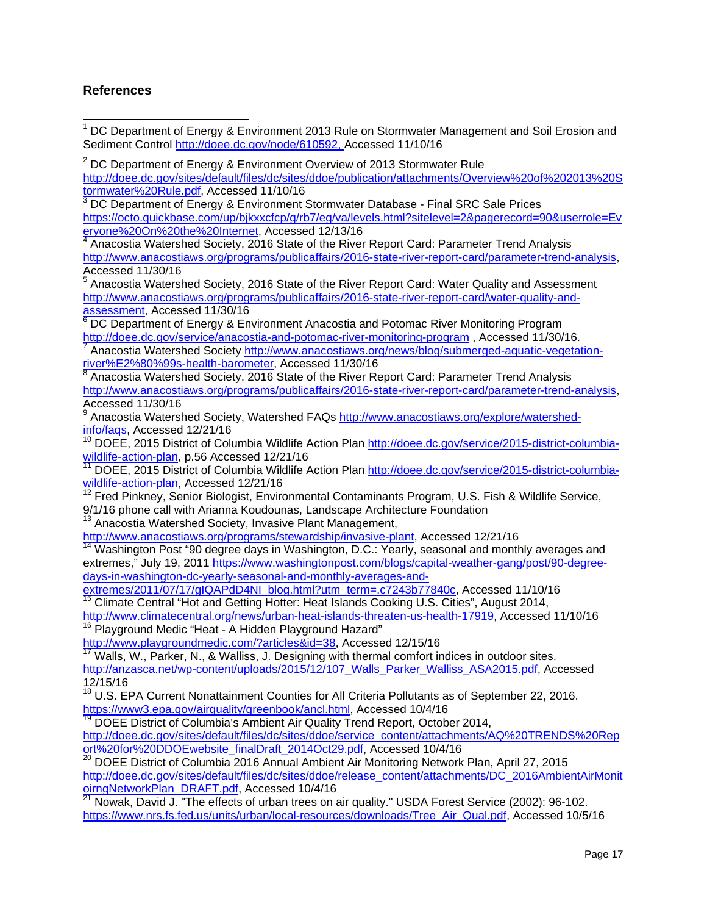## References

[1] DC Department of Energy & Environment 2013 Rule on Stormwater Management and Soil Erosion and Sediment Control http://doee.dc.gov/node/610592, Accessed 11/10/16

[2] DC Department of Energy & Environment Overview of 2013 Stormwater Rule http://doee.dc.gov/sites/default/files/dc/sites/ddoe/publication/attachments/Overview%20of%202013%20Stormwater%20Rule.pdf, Accessed 11/10/16

[3] DC Department of Energy & Environment Stormwater Database - Final SRC Sale Prices https://octo.quickbase.com/up/bjkxxcfcp/g/rb7/eg/va/levels.html?sitelevel=2&pagerecord=90&userrole=Everyone%20On%20the%20Internet, Accessed 12/13/16

[4] Anacostia Watershed Society, 2016 State of the River Report Card: Parameter Trend Analysis http://www.anacostiaws.org/programs/publicaffairs/2016-state-river-report-card/parameter-trend-analysis, Accessed 11/30/16

[5] Anacostia Watershed Society, 2016 State of the River Report Card: Water Quality and Assessment http://www.anacostiaws.org/programs/publicaffairs/2016-state-river-report-card/water-quality-and-assessment, Accessed 11/30/16

[6] DC Department of Energy & Environment Anacostia and Potomac River Monitoring Program http://doee.dc.gov/service/anacostia-and-potomac-river-monitoring-program , Accessed 11/30/16.

[7] Anacostia Watershed Society http://www.anacostiaws.org/news/blog/submerged-aquatic-vegetation-river%E2%80%99s-health-barometer, Accessed 11/30/16

[8] Anacostia Watershed Society, 2016 State of the River Report Card: Parameter Trend Analysis http://www.anacostiaws.org/programs/publicaffairs/2016-state-river-report-card/parameter-trend-analysis, Accessed 11/30/16

[9] Anacostia Watershed Society, Watershed FAQs http://www.anacostiaws.org/explore/watershed-info/faqs, Accessed 12/21/16

[10] DOEE, 2015 District of Columbia Wildlife Action Plan http://doee.dc.gov/service/2015-district-columbia-wildlife-action-plan, p.56 Accessed 12/21/16

[11] DOEE, 2015 District of Columbia Wildlife Action Plan http://doee.dc.gov/service/2015-district-columbia-wildlife-action-plan, Accessed 12/21/16

[12] Fred Pinkney, Senior Biologist, Environmental Contaminants Program, U.S. Fish & Wildlife Service, 9/1/16 phone call with Arianna Koudounas, Landscape Architecture Foundation

[13] Anacostia Watershed Society, Invasive Plant Management, http://www.anacostiaws.org/programs/stewardship/invasive-plant, Accessed 12/21/16

[14] Washington Post "90 degree days in Washington, D.C.: Yearly, seasonal and monthly averages and extremes," July 19, 2011 https://www.washingtonpost.com/blogs/capital-weather-gang/post/90-degree-days-in-washington-dc-yearly-seasonal-and-monthly-averages-and-extremes/2011/07/17/gIQAPdD4NI_blog.html?utm_term=.c7243b77840c, Accessed 11/10/16

[15] Climate Central "Hot and Getting Hotter: Heat Islands Cooking U.S. Cities", August 2014, http://www.climatecentral.org/news/urban-heat-islands-threaten-us-health-17919, Accessed 11/10/16

[16] Playground Medic "Heat - A Hidden Playground Hazard" http://www.playgroundmedic.com/?articles&id=38, Accessed 12/15/16

[17] Walls, W., Parker, N., & Walliss, J. Designing with thermal comfort indices in outdoor sites. http://anzasca.net/wp-content/uploads/2015/12/107_Walls_Parker_Walliss_ASA2015.pdf, Accessed 12/15/16

[18] U.S. EPA Current Nonattainment Counties for All Criteria Pollutants as of September 22, 2016. https://www3.epa.gov/airquality/greenbook/ancl.html, Accessed 10/4/16

[19] DOEE District of Columbia's Ambient Air Quality Trend Report, October 2014, http://doee.dc.gov/sites/default/files/dc/sites/ddoe/service_content/attachments/AQ%20TRENDS%20Report%20for%20DDOEwebsite_finalDraft_2014Oct29.pdf, Accessed 10/4/16

[20] DOEE District of Columbia 2016 Annual Ambient Air Monitoring Network Plan, April 27, 2015 http://doee.dc.gov/sites/default/files/dc/sites/ddoe/release_content/attachments/DC_2016AmbientAirMonitoirngNetworkPlan_DRAFT.pdf, Accessed 10/4/16

[21] Nowak, David J. "The effects of urban trees on air quality." USDA Forest Service (2002): 96-102. https://www.nrs.fs.fed.us/units/urban/local-resources/downloads/Tree_Air_Qual.pdf, Accessed 10/5/16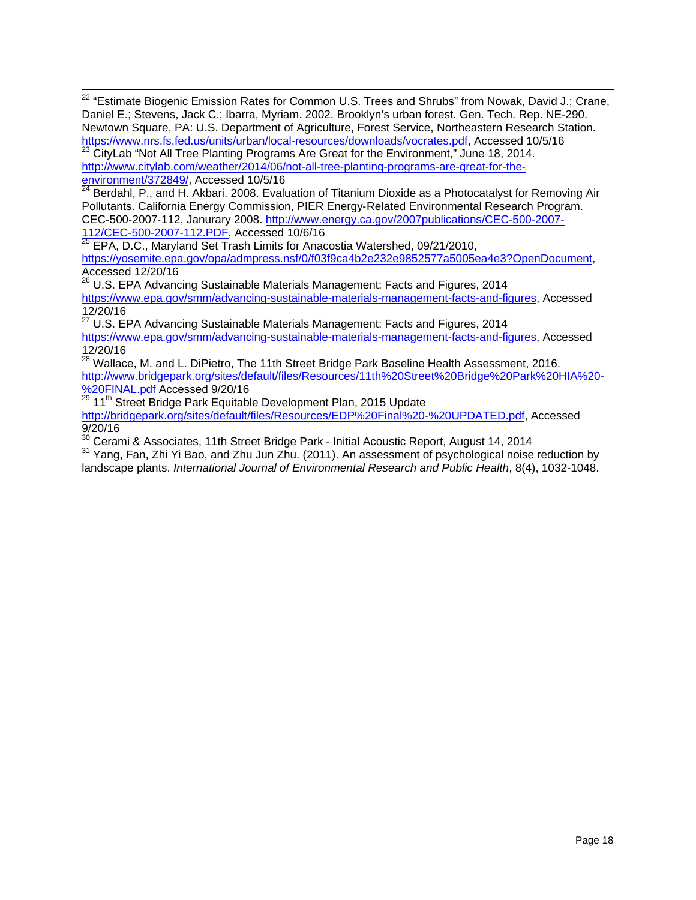[22] "Estimate Biogenic Emission Rates for Common U.S. Trees and Shrubs" from Nowak, David J.; Crane, Daniel E.; Stevens, Jack C.; Ibarra, Myriam. 2002. Brooklyn's urban forest. Gen. Tech. Rep. NE-290. Newtown Square, PA: U.S. Department of Agriculture, Forest Service, Northeastern Research Station. https://www.nrs.fs.fed.us/units/urban/local-resources/downloads/vocrates.pdf, Accessed 10/5/16

[23] CityLab "Not All Tree Planting Programs Are Great for the Environment," June 18, 2014. http://www.citylab.com/weather/2014/06/not-all-tree-planting-programs-are-great-for-the-environment/372849/, Accessed 10/5/16

[24] Berdahl, P., and H. Akbari. 2008. Evaluation of Titanium Dioxide as a Photocatalyst for Removing Air Pollutants. California Energy Commission, PIER Energy-Related Environmental Research Program. CEC-500-2007-112, Janurary 2008. http://www.energy.ca.gov/2007publications/CEC-500-2007-112/CEC-500-2007-112.PDF, Accessed 10/6/16

[25] EPA, D.C., Maryland Set Trash Limits for Anacostia Watershed, 09/21/2010, https://yosemite.epa.gov/opa/admpress.nsf/0/f03f9ca4b2e232e9852577a5005ea4e3?OpenDocument, Accessed 12/20/16

[26] U.S. EPA Advancing Sustainable Materials Management: Facts and Figures, 2014 https://www.epa.gov/smm/advancing-sustainable-materials-management-facts-and-figures, Accessed 12/20/16

[27] U.S. EPA Advancing Sustainable Materials Management: Facts and Figures, 2014 https://www.epa.gov/smm/advancing-sustainable-materials-management-facts-and-figures, Accessed 12/20/16

[28] Wallace, M. and L. DiPietro, The 11th Street Bridge Park Baseline Health Assessment, 2016. http://www.bridgepark.org/sites/default/files/Resources/11th%20Street%20Bridge%20Park%20HIA%20-%20FINAL.pdf Accessed 9/20/16

[29] 11th Street Bridge Park Equitable Development Plan, 2015 Update http://bridgepark.org/sites/default/files/Resources/EDP%20Final%20-%20UPDATED.pdf, Accessed 9/20/16

[30] Cerami & Associates, 11th Street Bridge Park - Initial Acoustic Report, August 14, 2014

[31] Yang, Fan, Zhi Yi Bao, and Zhu Jun Zhu. (2011). An assessment of psychological noise reduction by landscape plants. *International Journal of Environmental Research and Public Health*, 8(4), 1032-1048.